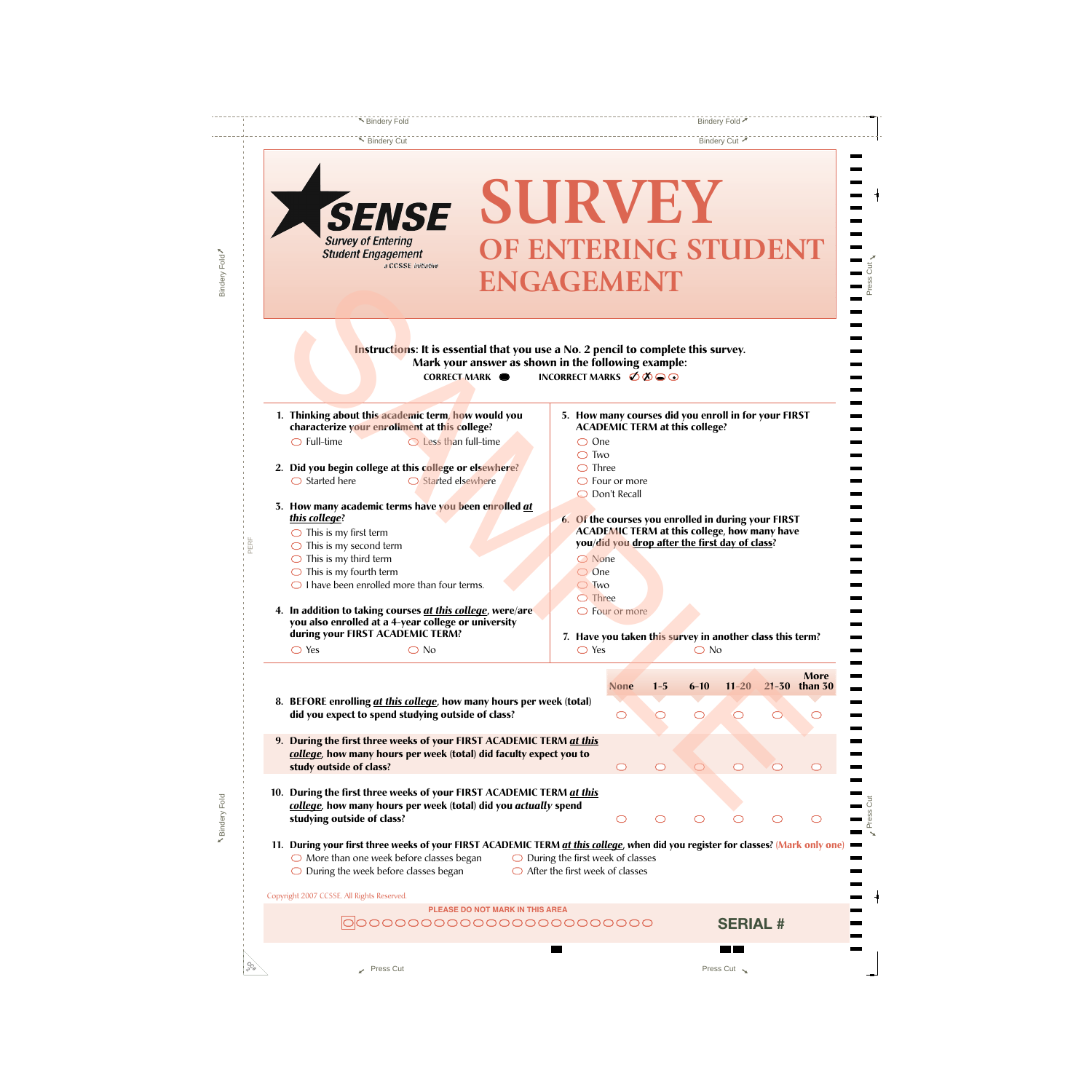# SENSE

Survey of Entering Student Engagement

a CCSSE initiative

# SURVEY OF ENTERING STUDENT ENGAGEMENT

**Instructions: It is essential that you use a No. 2 pencil to complete this survey. Mark your answer as shown in the following example:**

**CORRECT MARK** ● **INCORRECT MARKS** ✓ ✗ ⊖ ⊙

**1. Thinking about this academic term, how would you characterize your enrollment at this college?**
- ○ Full-time
- ○ Less than full-time

**2. Did you begin college at this college or elsewhere?**
- ○ Started here
- ○ Started elsewhere

**3. How many academic terms have you been enrolled *at this college*?**
- ○ This is my first term
- ○ This is my second term
- ○ This is my third term
- ○ This is my fourth term
- ○ I have been enrolled more than four terms.

**4. In addition to taking courses *at this college*, were/are you also enrolled at a 4-year college or university during your FIRST ACADEMIC TERM?**
- ○ Yes
- ○ No

**5. How many courses did you enroll in for your FIRST ACADEMIC TERM at this college?**
- ○ One
- ○ Two
- ○ Three
- ○ Four or more
- ○ Don't Recall

**6. Of the courses you enrolled in during your FIRST ACADEMIC TERM at this college, how many have you/did you drop after the first day of class?**
- ○ None
- ○ One
- ○ Two
- ○ Three
- ○ Four or more

**7. Have you taken this survey in another class this term?**
- ○ Yes
- ○ No

| | None | 1–5 | 6–10 | 11–20 | 21–30 | More than 30 |
|---|---|---|---|---|---|---|
| **8. BEFORE enrolling *at this college*, how many hours per week (total) did you expect to spend studying outside of class?** | ○ | ○ | ○ | ○ | ○ | ○ |
| **9. During the first three weeks of your FIRST ACADEMIC TERM *at this college*, how many hours per week (total) did faculty expect you to study outside of class?** | ○ | ○ | ○ | ○ | ○ | ○ |
| **10. During the first three weeks of your FIRST ACADEMIC TERM *at this college*, how many hours per week (total) did you *actually* spend studying outside of class?** | ○ | ○ | ○ | ○ | ○ | ○ |

**11. During your first three weeks of your FIRST ACADEMIC TERM *at this college*, when did you register for classes? (Mark only one)**
- ○ More than one week before classes began
- ○ During the week before classes began
- ○ During the first week of classes
- ○ After the first week of classes

Copyright 2007 CCSSE. All Rights Reserved.

PLEASE DO NOT MARK IN THIS AREA

SERIAL #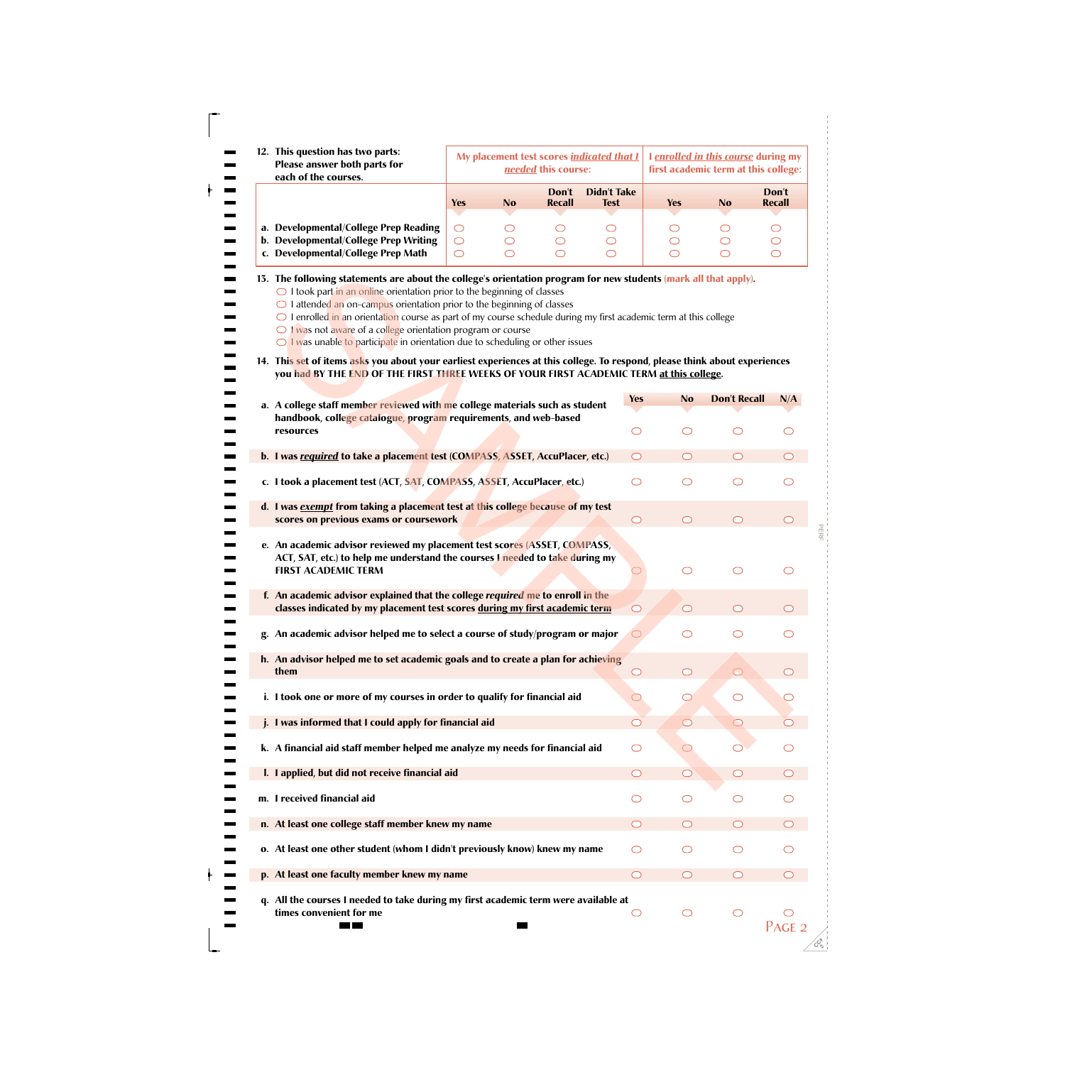**12. This question has two parts: Please answer both parts for each of the courses.**

| | My placement test scores *indicated that I needed* this course: | | | | I *enrolled in this course* during my first academic term at this college: | | |
|---|---|---|---|---|---|---|---|
| | Yes | No | Don't Recall | Didn't Take Test | Yes | No | Don't Recall |
| a. Developmental/College Prep Reading | ⬭ | ⬭ | ⬭ | ⬭ | ⬭ | ⬭ | ⬭ |
| b. Developmental/College Prep Writing | ⬭ | ⬭ | ⬭ | ⬭ | ⬭ | ⬭ | ⬭ |
| c. Developmental/College Prep Math | ⬭ | ⬭ | ⬭ | ⬭ | ⬭ | ⬭ | ⬭ |

**13. The following statements are about the college's orientation program for new students** (mark all that apply).

- ⬭ I took part in an online orientation prior to the beginning of classes
- ⬭ I attended an on-campus orientation prior to the beginning of classes
- ⬭ I enrolled in an orientation course as part of my course schedule during my first academic term at this college
- ⬭ I was not aware of a college orientation program or course
- ⬭ I was unable to participate in orientation due to scheduling or other issues

**14. This set of items asks you about your earliest experiences at this college. To respond, please think about experiences you had BY THE END OF THE FIRST THREE WEEKS OF YOUR FIRST ACADEMIC TERM at this college.**

| | Yes | No | Don't Recall | N/A |
|---|---|---|---|---|
| a. A college staff member reviewed with me college materials such as student handbook, college catalogue, program requirements, and web-based resources | ⬭ | ⬭ | ⬭ | ⬭ |
| b. I was *required* to take a placement test (COMPASS, ASSET, AccuPlacer, etc.) | ⬭ | ⬭ | ⬭ | ⬭ |
| c. I took a placement test (ACT, SAT, COMPASS, ASSET, AccuPlacer, etc.) | ⬭ | ⬭ | ⬭ | ⬭ |
| d. I was *exempt* from taking a placement test at this college because of my test scores on previous exams or coursework | ⬭ | ⬭ | ⬭ | ⬭ |
| e. An academic advisor reviewed my placement test scores (ASSET, COMPASS, ACT, SAT, etc.) to help me understand the courses I needed to take during my FIRST ACADEMIC TERM | ⬭ | ⬭ | ⬭ | ⬭ |
| f. An academic advisor explained that the college *required* me to enroll in the classes indicated by my placement test scores during my first academic term | ⬭ | ⬭ | ⬭ | ⬭ |
| g. An academic advisor helped me to select a course of study/program or major | ⬭ | ⬭ | ⬭ | ⬭ |
| h. An advisor helped me to set academic goals and to create a plan for achieving them | ⬭ | ⬭ | ⬭ | ⬭ |
| i. I took one or more of my courses in order to qualify for financial aid | ⬭ | ⬭ | ⬭ | ⬭ |
| j. I was informed that I could apply for financial aid | ⬭ | ⬭ | ⬭ | ⬭ |
| k. A financial aid staff member helped me analyze my needs for financial aid | ⬭ | ⬭ | ⬭ | ⬭ |
| l. I applied, but did not receive financial aid | ⬭ | ⬭ | ⬭ | ⬭ |
| m. I received financial aid | ⬭ | ⬭ | ⬭ | ⬭ |
| n. At least one college staff member knew my name | ⬭ | ⬭ | ⬭ | ⬭ |
| o. At least one other student (whom I didn't previously know) knew my name | ⬭ | ⬭ | ⬭ | ⬭ |
| p. At least one faculty member knew my name | ⬭ | ⬭ | ⬭ | ⬭ |
| q. All the courses I needed to take during my first academic term were available at times convenient for me | ⬭ | ⬭ | ⬭ | ⬭ |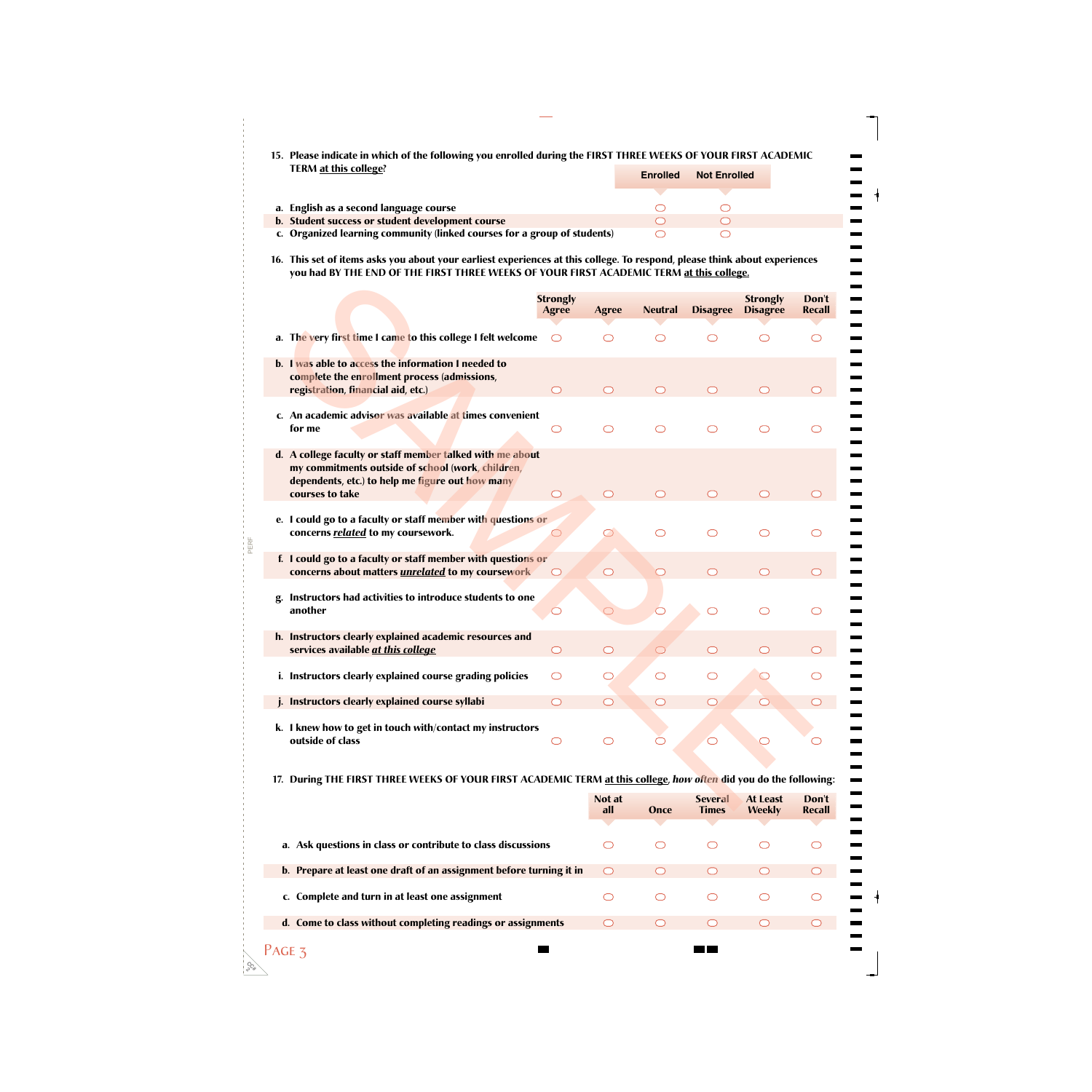15. Please indicate in which of the following you enrolled during the FIRST THREE WEEKS OF YOUR FIRST ACADEMIC TERM at this college?

| | Enrolled | Not Enrolled |
|---|---|---|
| a. English as a second language course | ○ | ○ |
| b. Student success or student development course | ○ | ○ |
| c. Organized learning community (linked courses for a group of students) | ○ | ○ |

16. This set of items asks you about your earliest experiences at this college. To respond, please think about experiences you had BY THE END OF THE FIRST THREE WEEKS OF YOUR FIRST ACADEMIC TERM at this college.

| | Strongly Agree | Agree | Neutral | Disagree | Strongly Disagree | Don't Recall |
|---|---|---|---|---|---|---|
| a. The very first time I came to this college I felt welcome | ○ | ○ | ○ | ○ | ○ | ○ |
| b. I was able to access the information I needed to complete the enrollment process (admissions, registration, financial aid, etc.) | ○ | ○ | ○ | ○ | ○ | ○ |
| c. An academic advisor was available at times convenient for me | ○ | ○ | ○ | ○ | ○ | ○ |
| d. A college faculty or staff member talked with me about my commitments outside of school (work, children, dependents, etc.) to help me figure out how many courses to take | ○ | ○ | ○ | ○ | ○ | ○ |
| e. I could go to a faculty or staff member with questions or concerns *related* to my coursework. | ○ | ○ | ○ | ○ | ○ | ○ |
| f. I could go to a faculty or staff member with questions or concerns about matters *unrelated* to my coursework | ○ | ○ | ○ | ○ | ○ | ○ |
| g. Instructors had activities to introduce students to one another | ○ | ○ | ○ | ○ | ○ | ○ |
| h. Instructors clearly explained academic resources and services available *at this college* | ○ | ○ | ○ | ○ | ○ | ○ |
| i. Instructors clearly explained course grading policies | ○ | ○ | ○ | ○ | ○ | ○ |
| j. Instructors clearly explained course syllabi | ○ | ○ | ○ | ○ | ○ | ○ |
| k. I knew how to get in touch with/contact my instructors outside of class | ○ | ○ | ○ | ○ | ○ | ○ |

17. During THE FIRST THREE WEEKS OF YOUR FIRST ACADEMIC TERM at this college, *how often* did you do the following:

| | Not at all | Once | Several Times | At Least Weekly | Don't Recall |
|---|---|---|---|---|---|
| a. Ask questions in class or contribute to class discussions | ○ | ○ | ○ | ○ | ○ |
| b. Prepare at least one draft of an assignment before turning it in | ○ | ○ | ○ | ○ | ○ |
| c. Complete and turn in at least one assignment | ○ | ○ | ○ | ○ | ○ |
| d. Come to class without completing readings or assignments | ○ | ○ | ○ | ○ | ○ |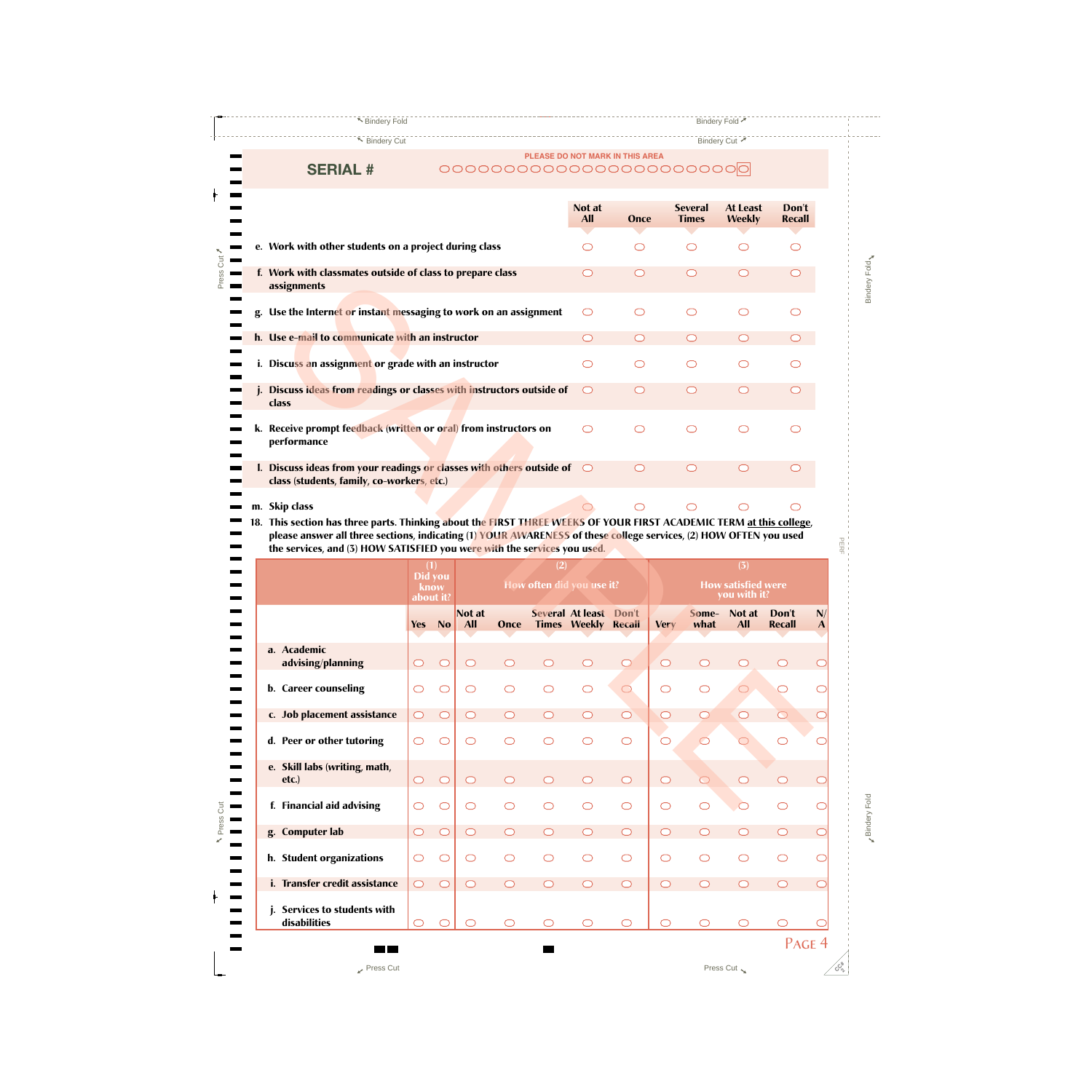**SERIAL #**

PLEASE DO NOT MARK IN THIS AREA

| | Not at All | Once | Several Times | At Least Weekly | Don't Recall |
|---|---|---|---|---|---|
| e. Work with other students on a project during class | ○ | ○ | ○ | ○ | ○ |
| f. Work with classmates outside of class to prepare class assignments | ○ | ○ | ○ | ○ | ○ |
| g. Use the Internet or instant messaging to work on an assignment | ○ | ○ | ○ | ○ | ○ |
| h. Use e-mail to communicate with an instructor | ○ | ○ | ○ | ○ | ○ |
| i. Discuss an assignment or grade with an instructor | ○ | ○ | ○ | ○ | ○ |
| j. Discuss ideas from readings or classes with instructors outside of class | ○ | ○ | ○ | ○ | ○ |
| k. Receive prompt feedback (written or oral) from instructors on performance | ○ | ○ | ○ | ○ | ○ |
| l. Discuss ideas from your readings or classes with others outside of class (students, family, co-workers, etc.) | ○ | ○ | ○ | ○ | ○ |
| m. Skip class | ○ | ○ | ○ | ○ | ○ |

18. This section has three parts. Thinking about the FIRST THREE WEEKS OF YOUR FIRST ACADEMIC TERM at this college, please answer all three sections, indicating (1) YOUR AWARENESS of these college services, (2) HOW OFTEN you used the services, and (3) HOW SATISFIED you were with the services you used.

| | (1) Did you know about it? | | (2) How often did you use it? | | | | | (3) How satisfied were you with it? | | | | |
|---|---|---|---|---|---|---|---|---|---|---|---|---|
| | Yes | No | Not at All | Once | Several Times | At least Weekly | Don't Recall | Very | Somewhat | Not at All | Don't Recall | N/A |
| a. Academic advising/planning | ○ | ○ | ○ | ○ | ○ | ○ | ○ | ○ | ○ | ○ | ○ | ○ |
| b. Career counseling | ○ | ○ | ○ | ○ | ○ | ○ | ○ | ○ | ○ | ○ | ○ | ○ |
| c. Job placement assistance | ○ | ○ | ○ | ○ | ○ | ○ | ○ | ○ | ○ | ○ | ○ | ○ |
| d. Peer or other tutoring | ○ | ○ | ○ | ○ | ○ | ○ | ○ | ○ | ○ | ○ | ○ | ○ |
| e. Skill labs (writing, math, etc.) | ○ | ○ | ○ | ○ | ○ | ○ | ○ | ○ | ○ | ○ | ○ | ○ |
| f. Financial aid advising | ○ | ○ | ○ | ○ | ○ | ○ | ○ | ○ | ○ | ○ | ○ | ○ |
| g. Computer lab | ○ | ○ | ○ | ○ | ○ | ○ | ○ | ○ | ○ | ○ | ○ | ○ |
| h. Student organizations | ○ | ○ | ○ | ○ | ○ | ○ | ○ | ○ | ○ | ○ | ○ | ○ |
| i. Transfer credit assistance | ○ | ○ | ○ | ○ | ○ | ○ | ○ | ○ | ○ | ○ | ○ | ○ |
| j. Services to students with disabilities | ○ | ○ | ○ | ○ | ○ | ○ | ○ | ○ | ○ | ○ | ○ | ○ |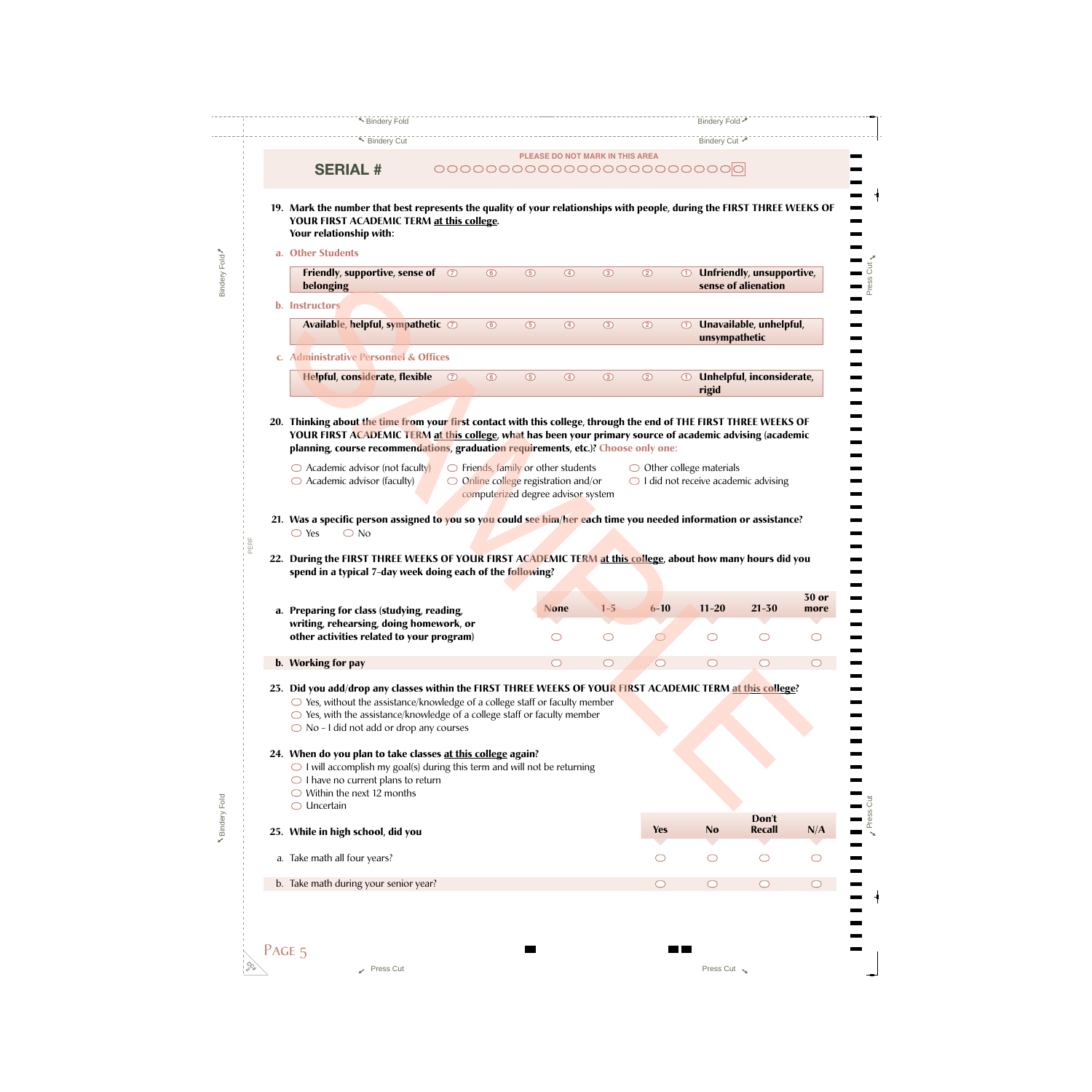**SERIAL #** PLEASE DO NOT MARK IN THIS AREA

**19. Mark the number that best represents the quality of your relationships with people, during the FIRST THREE WEEKS OF YOUR FIRST ACADEMIC TERM at this college.**
**Your relationship with:**

a. Other Students

| | | | | | | | |
|---|---|---|---|---|---|---|---|
| **Friendly, supportive, sense of belonging** | ⑦ | ⑥ | ⑤ | ④ | ③ | ② | ① **Unfriendly, unsupportive, sense of alienation** |

b. Instructors

| | | | | | | | |
|---|---|---|---|---|---|---|---|
| **Available, helpful, sympathetic** | ⑦ | ⑥ | ⑤ | ④ | ③ | ② | ① **Unavailable, unhelpful, unsympathetic** |

c. Administrative Personnel & Offices

| | | | | | | | |
|---|---|---|---|---|---|---|---|
| **Helpful, considerate, flexible** | ⑦ | ⑥ | ⑤ | ④ | ③ | ② | ① **Unhelpful, inconsiderate, rigid** |

**20. Thinking about the time from your first contact with this college, through the end of THE FIRST THREE WEEKS OF YOUR FIRST ACADEMIC TERM at this college, what has been your primary source of academic advising (academic planning, course recommendations, graduation requirements, etc.)? Choose only one:**

- ○ Academic advisor (not faculty)
- ○ Academic advisor (faculty)
- ○ Friends, family or other students
- ○ Online college registration and/or computerized degree advisor system
- ○ Other college materials
- ○ I did not receive academic advising

**21. Was a specific person assigned to you so you could see him/her each time you needed information or assistance?**
○ Yes ○ No

**22. During the FIRST THREE WEEKS OF YOUR FIRST ACADEMIC TERM at this college, about how many hours did you spend in a typical 7-day week doing each of the following?**

| | None | 1–5 | 6–10 | 11–20 | 21–30 | 30 or more |
|---|---|---|---|---|---|---|
| a. Preparing for class (studying, reading, writing, rehearsing, doing homework, or other activities related to your program) | ○ | ○ | ○ | ○ | ○ | ○ |
| b. Working for pay | ○ | ○ | ○ | ○ | ○ | ○ |

**23. Did you add/drop any classes within the FIRST THREE WEEKS OF YOUR FIRST ACADEMIC TERM at this college?**
- ○ Yes, without the assistance/knowledge of a college staff or faculty member
- ○ Yes, with the assistance/knowledge of a college staff or faculty member
- ○ No - I did not add or drop any courses

**24. When do you plan to take classes at this college again?**
- ○ I will accomplish my goal(s) during this term and will not be returning
- ○ I have no current plans to return
- ○ Within the next 12 months
- ○ Uncertain

| **25. While in high school, did you** | Yes | No | Don't Recall | N/A |
|---|---|---|---|---|
| a. Take math all four years? | ○ | ○ | ○ | ○ |
| b. Take math during your senior year? | ○ | ○ | ○ | ○ |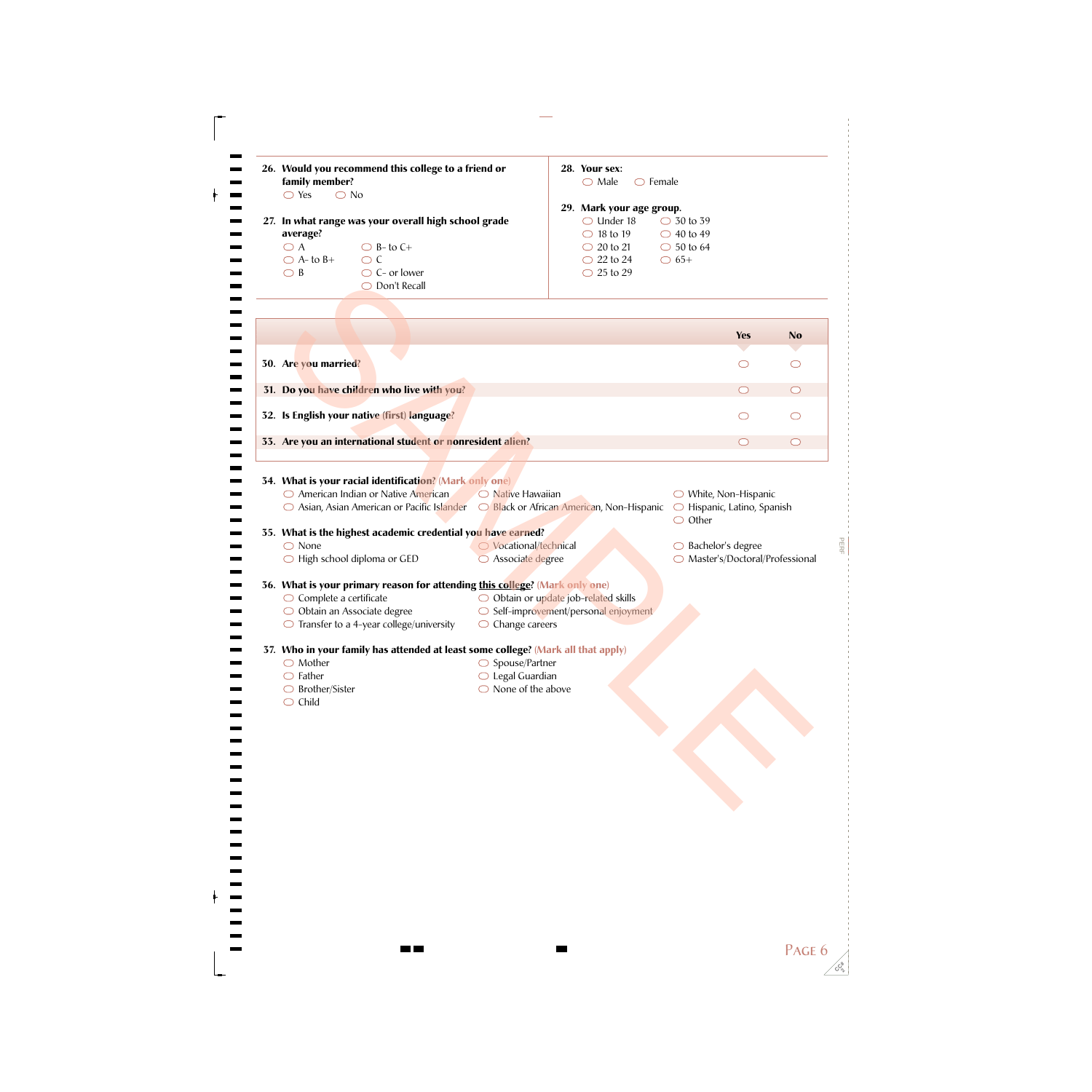**26. Would you recommend this college to a friend or family member?**

- ○ Yes
- ○ No

**27. In what range was your overall high school grade average?**

- ○ A
- ○ A- to B+
- ○ B
- ○ B- to C+
- ○ C
- ○ C- or lower
- ○ Don't Recall

**28. Your sex:**

- ○ Male
- ○ Female

**29. Mark your age group.**

- ○ Under 18
- ○ 18 to 19
- ○ 20 to 21
- ○ 22 to 24
- ○ 25 to 29
- ○ 30 to 39
- ○ 40 to 49
- ○ 50 to 64
- ○ 65+

| | Yes | No |
|---|---|---|
| **30. Are you married?** | ○ | ○ |
| **31. Do you have children who live with you?** | ○ | ○ |
| **32. Is English your native (first) language?** | ○ | ○ |
| **33. Are you an international student or nonresident alien?** | ○ | ○ |

**34. What is your racial identification? (Mark only one)**

- ○ American Indian or Native American
- ○ Asian, Asian American or Pacific Islander
- ○ Native Hawaiian
- ○ Black or African American, Non-Hispanic
- ○ White, Non-Hispanic
- ○ Hispanic, Latino, Spanish
- ○ Other

**35. What is the highest academic credential you have earned?**

- ○ None
- ○ High school diploma or GED
- ○ Vocational/technical
- ○ Associate degree
- ○ Bachelor's degree
- ○ Master's/Doctoral/Professional

**36. What is your primary reason for attending this college? (Mark only one)**

- ○ Complete a certificate
- ○ Obtain an Associate degree
- ○ Transfer to a 4-year college/university
- ○ Obtain or update job-related skills
- ○ Self-improvement/personal enjoyment
- ○ Change careers

**37. Who in your family has attended at least some college? (Mark all that apply)**

- ○ Mother
- ○ Father
- ○ Brother/Sister
- ○ Child
- ○ Spouse/Partner
- ○ Legal Guardian
- ○ None of the above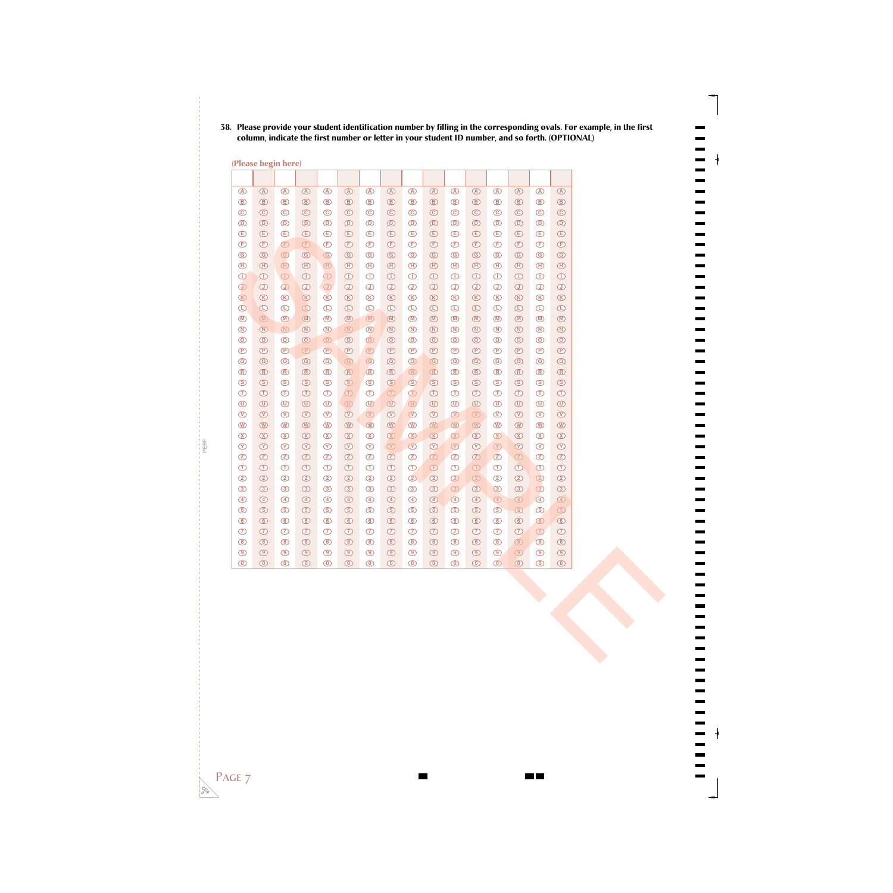38. **Please provide your student identification number by filling in the corresponding ovals. For example, in the first column, indicate the first number or letter in your student ID number, and so forth. (OPTIONAL)**

(Please begin here)

| | | | | | | | | | | | | | | | |
|---|---|---|---|---|---|---|---|---|---|---|---|---|---|---|---|
| A | A | A | A | A | A | A | A | A | A | A | A | A | A | A | A |
| B | B | B | B | B | B | B | B | B | B | B | B | B | B | B | B |
| C | C | C | C | C | C | C | C | C | C | C | C | C | C | C | C |
| D | D | D | D | D | D | D | D | D | D | D | D | D | D | D | D |
| E | E | E | E | E | E | E | E | E | E | E | E | E | E | E | E |
| F | F | F | F | F | F | F | F | F | F | F | F | F | F | F | F |
| G | G | G | G | G | G | G | G | G | G | G | G | G | G | G | G |
| H | H | H | H | H | H | H | H | H | H | H | H | H | H | H | H |
| I | I | I | I | I | I | I | I | I | I | I | I | I | I | I | I |
| J | J | J | J | J | J | J | J | J | J | J | J | J | J | J | J |
| K | K | K | K | K | K | K | K | K | K | K | K | K | K | K | K |
| L | L | L | L | L | L | L | L | L | L | L | L | L | L | L | L |
| M | M | M | M | M | M | M | M | M | M | M | M | M | M | M | M |
| N | N | N | N | N | N | N | N | N | N | N | N | N | N | N | N |
| O | O | O | O | O | O | O | O | O | O | O | O | O | O | O | O |
| P | P | P | P | P | P | P | P | P | P | P | P | P | P | P | P |
| Q | Q | Q | Q | Q | Q | Q | Q | Q | Q | Q | Q | Q | Q | Q | Q |
| R | R | R | R | R | R | R | R | R | R | R | R | R | R | R | R |
| S | S | S | S | S | S | S | S | S | S | S | S | S | S | S | S |
| T | T | T | T | T | T | T | T | T | T | T | T | T | T | T | T |
| U | U | U | U | U | U | U | U | U | U | U | U | U | U | U | U |
| V | V | V | V | V | V | V | V | V | V | V | V | V | V | V | V |
| W | W | W | W | W | W | W | W | W | W | W | W | W | W | W | W |
| X | X | X | X | X | X | X | X | X | X | X | X | X | X | X | X |
| Y | Y | Y | Y | Y | Y | Y | Y | Y | Y | Y | Y | Y | Y | Y | Y |
| Z | Z | Z | Z | Z | Z | Z | Z | Z | Z | Z | Z | Z | Z | Z | Z |
| 1 | 1 | 1 | 1 | 1 | 1 | 1 | 1 | 1 | 1 | 1 | 1 | 1 | 1 | 1 | 1 |
| 2 | 2 | 2 | 2 | 2 | 2 | 2 | 2 | 2 | 2 | 2 | 2 | 2 | 2 | 2 | 2 |
| 3 | 3 | 3 | 3 | 3 | 3 | 3 | 3 | 3 | 3 | 3 | 3 | 3 | 3 | 3 | 3 |
| 4 | 4 | 4 | 4 | 4 | 4 | 4 | 4 | 4 | 4 | 4 | 4 | 4 | 4 | 4 | 4 |
| 5 | 5 | 5 | 5 | 5 | 5 | 5 | 5 | 5 | 5 | 5 | 5 | 5 | 5 | 5 | 5 |
| 6 | 6 | 6 | 6 | 6 | 6 | 6 | 6 | 6 | 6 | 6 | 6 | 6 | 6 | 6 | 6 |
| 7 | 7 | 7 | 7 | 7 | 7 | 7 | 7 | 7 | 7 | 7 | 7 | 7 | 7 | 7 | 7 |
| 8 | 8 | 8 | 8 | 8 | 8 | 8 | 8 | 8 | 8 | 8 | 8 | 8 | 8 | 8 | 8 |
| 9 | 9 | 9 | 9 | 9 | 9 | 9 | 9 | 9 | 9 | 9 | 9 | 9 | 9 | 9 | 9 |
| 0 | 0 | 0 | 0 | 0 | 0 | 0 | 0 | 0 | 0 | 0 | 0 | 0 | 0 | 0 | 0 |

SAMPLE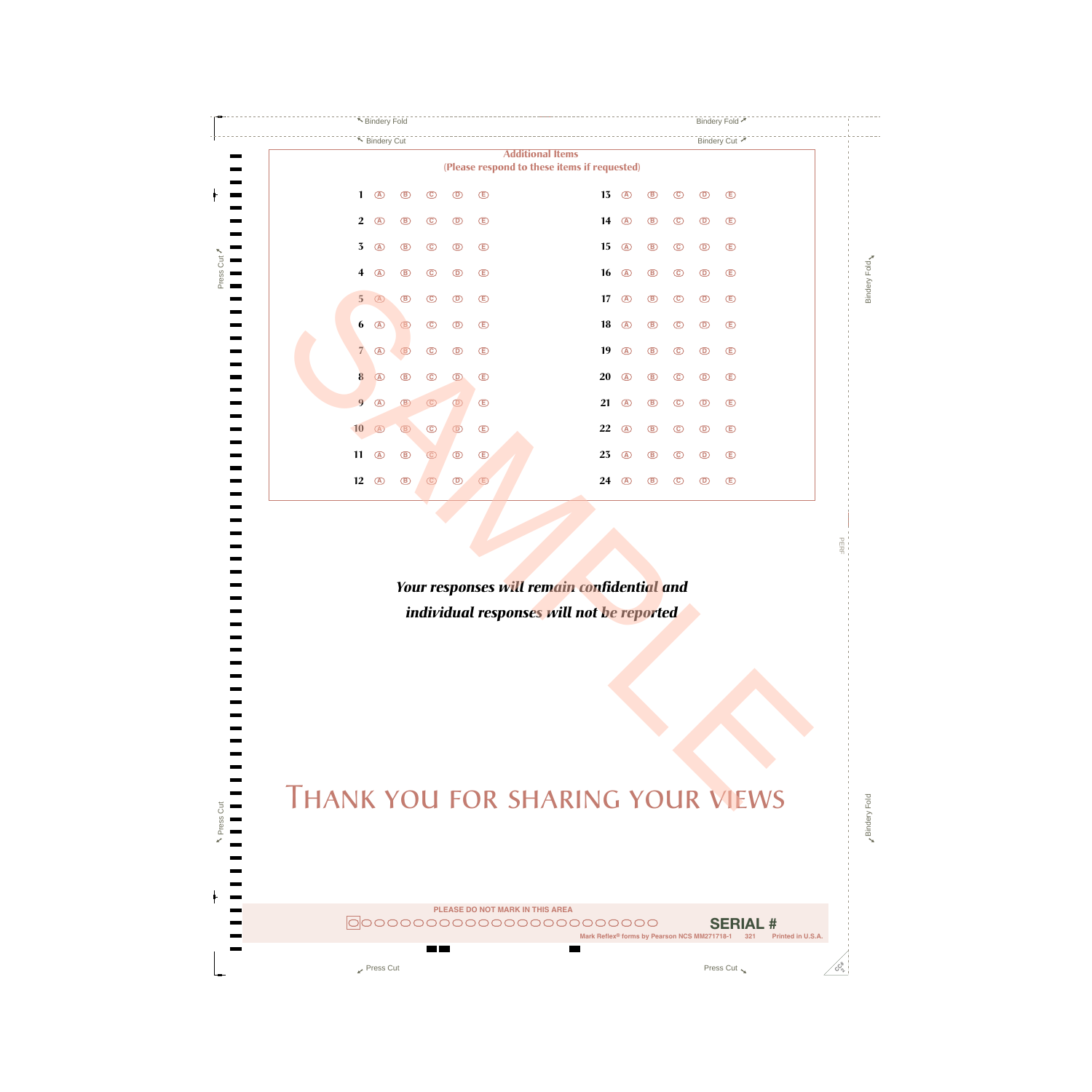## Additional Items

(Please respond to these items if requested)

| | | | | | | | | | | | |
|---|---|---|---|---|---|---|---|---|---|---|---|
| 1 | A | B | C | D | E | 13 | A | B | C | D | E |
| 2 | A | B | C | D | E | 14 | A | B | C | D | E |
| 3 | A | B | C | D | E | 15 | A | B | C | D | E |
| 4 | A | B | C | D | E | 16 | A | B | C | D | E |
| 5 | A | B | C | D | E | 17 | A | B | C | D | E |
| 6 | A | B | C | D | E | 18 | A | B | C | D | E |
| 7 | A | B | C | D | E | 19 | A | B | C | D | E |
| 8 | A | B | C | D | E | 20 | A | B | C | D | E |
| 9 | A | B | C | D | E | 21 | A | B | C | D | E |
| 10 | A | B | C | D | E | 22 | A | B | C | D | E |
| 11 | A | B | C | D | E | 23 | A | B | C | D | E |
| 12 | A | B | C | D | E | 24 | A | B | C | D | E |

SAMPLE

***Your responses will remain confidential and individual responses will not be reported***

# THANK YOU FOR SHARING YOUR VIEWS

PLEASE DO NOT MARK IN THIS AREA

**SERIAL #**

Mark Reflex® forms by Pearson NCS MM271718-1 321 Printed in U.S.A.